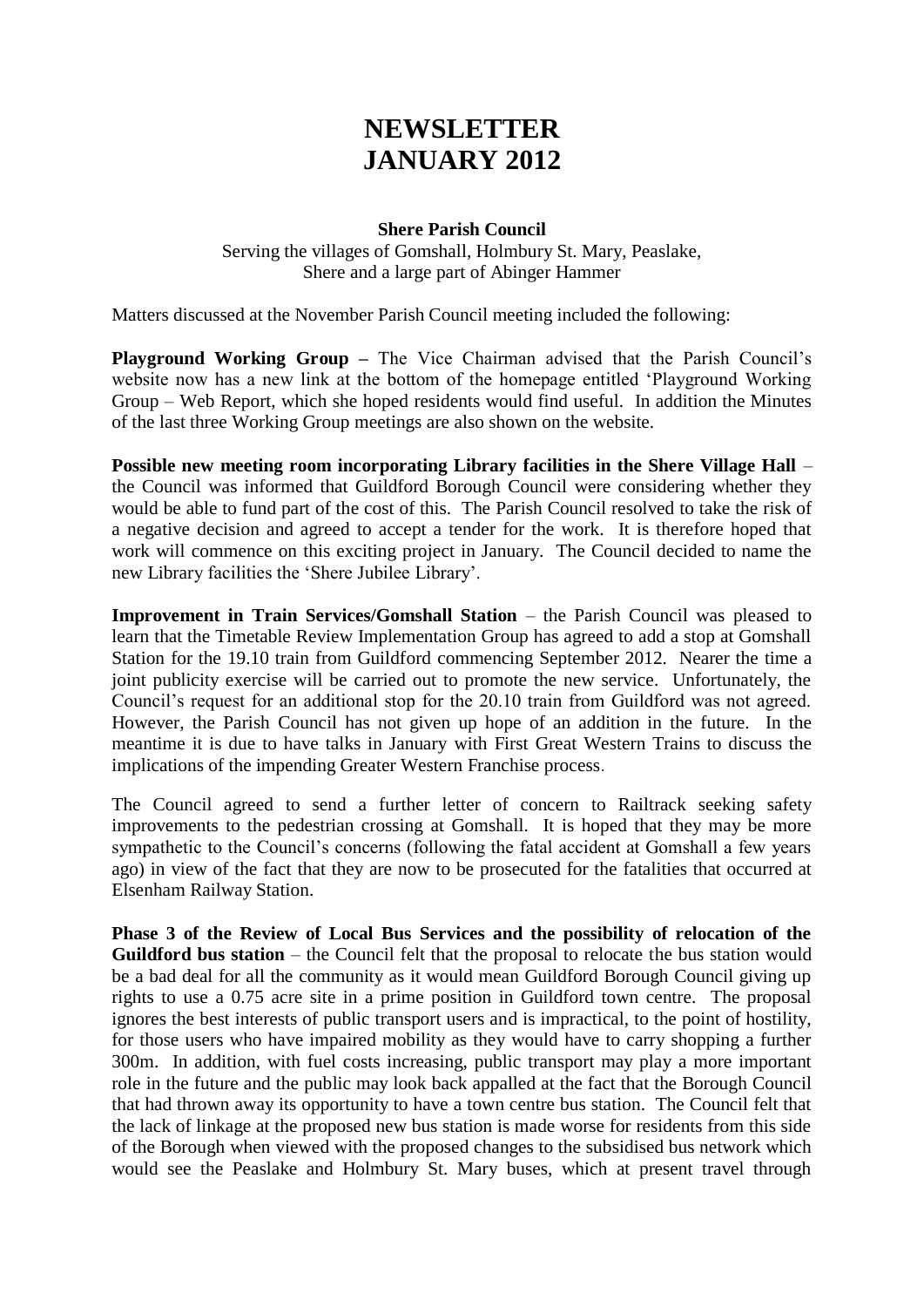# NEWSLETTER
# JANUARY 2012

**Shere Parish Council**

Serving the villages of Gomshall, Holmbury St. Mary, Peaslake, Shere and a large part of Abinger Hammer

Matters discussed at the November Parish Council meeting included the following:

**Playground Working Group –** The Vice Chairman advised that the Parish Council's website now has a new link at the bottom of the homepage entitled 'Playground Working Group – Web Report, which she hoped residents would find useful. In addition the Minutes of the last three Working Group meetings are also shown on the website.

**Possible new meeting room incorporating Library facilities in the Shere Village Hall** – the Council was informed that Guildford Borough Council were considering whether they would be able to fund part of the cost of this. The Parish Council resolved to take the risk of a negative decision and agreed to accept a tender for the work. It is therefore hoped that work will commence on this exciting project in January. The Council decided to name the new Library facilities the 'Shere Jubilee Library'.

**Improvement in Train Services/Gomshall Station** – the Parish Council was pleased to learn that the Timetable Review Implementation Group has agreed to add a stop at Gomshall Station for the 19.10 train from Guildford commencing September 2012. Nearer the time a joint publicity exercise will be carried out to promote the new service. Unfortunately, the Council's request for an additional stop for the 20.10 train from Guildford was not agreed. However, the Parish Council has not given up hope of an addition in the future. In the meantime it is due to have talks in January with First Great Western Trains to discuss the implications of the impending Greater Western Franchise process.

The Council agreed to send a further letter of concern to Railtrack seeking safety improvements to the pedestrian crossing at Gomshall. It is hoped that they may be more sympathetic to the Council's concerns (following the fatal accident at Gomshall a few years ago) in view of the fact that they are now to be prosecuted for the fatalities that occurred at Elsenham Railway Station.

**Phase 3 of the Review of Local Bus Services and the possibility of relocation of the Guildford bus station** – the Council felt that the proposal to relocate the bus station would be a bad deal for all the community as it would mean Guildford Borough Council giving up rights to use a 0.75 acre site in a prime position in Guildford town centre. The proposal ignores the best interests of public transport users and is impractical, to the point of hostility, for those users who have impaired mobility as they would have to carry shopping a further 300m. In addition, with fuel costs increasing, public transport may play a more important role in the future and the public may look back appalled at the fact that the Borough Council that had thrown away its opportunity to have a town centre bus station. The Council felt that the lack of linkage at the proposed new bus station is made worse for residents from this side of the Borough when viewed with the proposed changes to the subsidised bus network which would see the Peaslake and Holmbury St. Mary buses, which at present travel through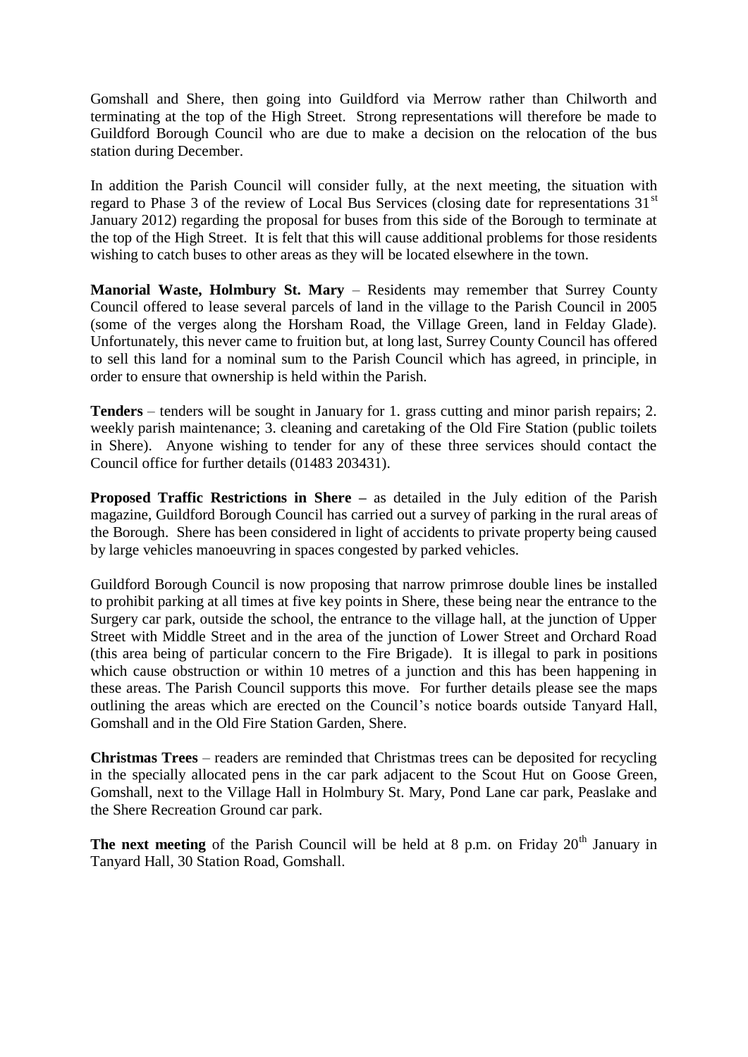Gomshall and Shere, then going into Guildford via Merrow rather than Chilworth and terminating at the top of the High Street. Strong representations will therefore be made to Guildford Borough Council who are due to make a decision on the relocation of the bus station during December.

In addition the Parish Council will consider fully, at the next meeting, the situation with regard to Phase 3 of the review of Local Bus Services (closing date for representations 31st January 2012) regarding the proposal for buses from this side of the Borough to terminate at the top of the High Street. It is felt that this will cause additional problems for those residents wishing to catch buses to other areas as they will be located elsewhere in the town.

**Manorial Waste, Holmbury St. Mary** – Residents may remember that Surrey County Council offered to lease several parcels of land in the village to the Parish Council in 2005 (some of the verges along the Horsham Road, the Village Green, land in Felday Glade). Unfortunately, this never came to fruition but, at long last, Surrey County Council has offered to sell this land for a nominal sum to the Parish Council which has agreed, in principle, in order to ensure that ownership is held within the Parish.

**Tenders** – tenders will be sought in January for 1. grass cutting and minor parish repairs; 2. weekly parish maintenance; 3. cleaning and caretaking of the Old Fire Station (public toilets in Shere). Anyone wishing to tender for any of these three services should contact the Council office for further details (01483 203431).

**Proposed Traffic Restrictions in Shere –** as detailed in the July edition of the Parish magazine, Guildford Borough Council has carried out a survey of parking in the rural areas of the Borough. Shere has been considered in light of accidents to private property being caused by large vehicles manoeuvring in spaces congested by parked vehicles.

Guildford Borough Council is now proposing that narrow primrose double lines be installed to prohibit parking at all times at five key points in Shere, these being near the entrance to the Surgery car park, outside the school, the entrance to the village hall, at the junction of Upper Street with Middle Street and in the area of the junction of Lower Street and Orchard Road (this area being of particular concern to the Fire Brigade). It is illegal to park in positions which cause obstruction or within 10 metres of a junction and this has been happening in these areas. The Parish Council supports this move. For further details please see the maps outlining the areas which are erected on the Council's notice boards outside Tanyard Hall, Gomshall and in the Old Fire Station Garden, Shere.

**Christmas Trees** – readers are reminded that Christmas trees can be deposited for recycling in the specially allocated pens in the car park adjacent to the Scout Hut on Goose Green, Gomshall, next to the Village Hall in Holmbury St. Mary, Pond Lane car park, Peaslake and the Shere Recreation Ground car park.

**The next meeting** of the Parish Council will be held at 8 p.m. on Friday 20th January in Tanyard Hall, 30 Station Road, Gomshall.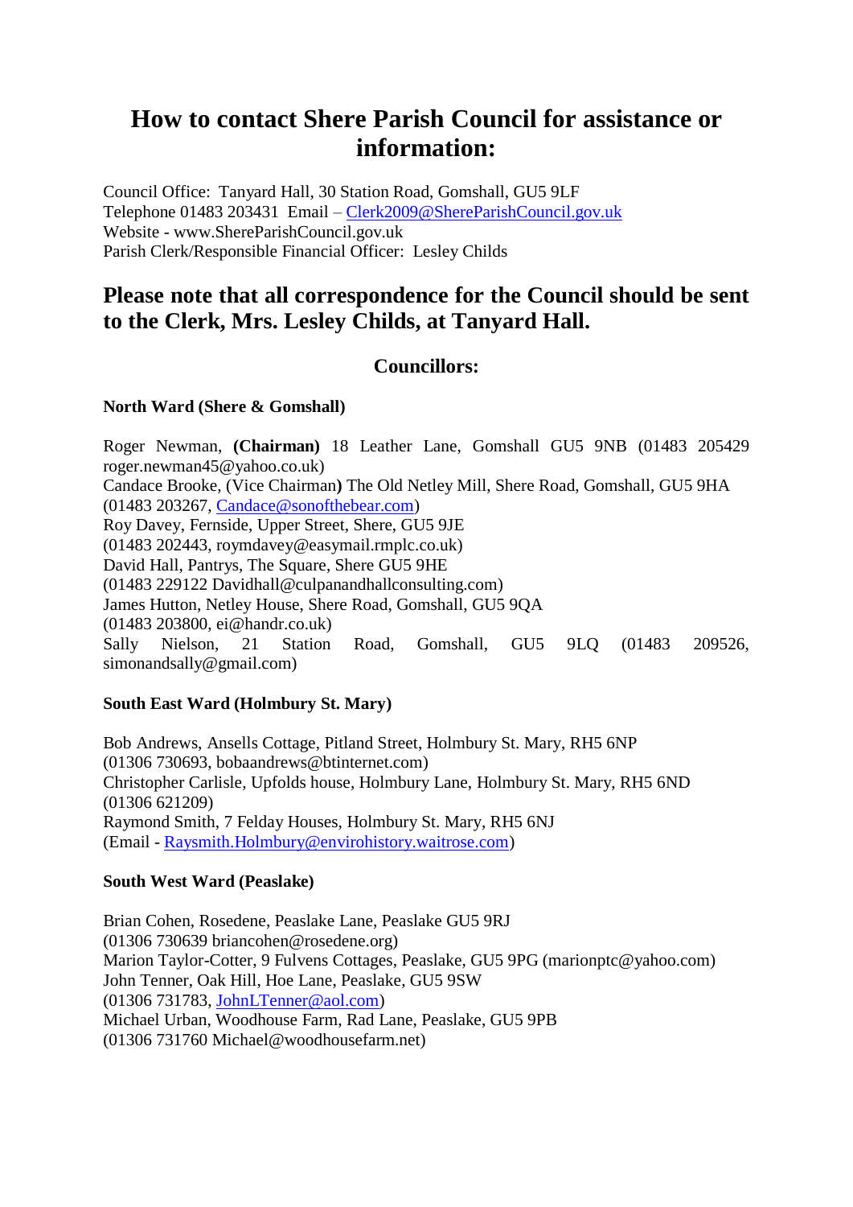# How to contact Shere Parish Council for assistance or information:

Council Office: Tanyard Hall, 30 Station Road, Gomshall, GU5 9LF
Telephone 01483 203431 Email – Clerk2009@ShereParishCouncil.gov.uk
Website - www.ShereParishCouncil.gov.uk
Parish Clerk/Responsible Financial Officer: Lesley Childs

## Please note that all correspondence for the Council should be sent to the Clerk, Mrs. Lesley Childs, at Tanyard Hall.

### Councillors:

**North Ward (Shere & Gomshall)**

Roger Newman, **(Chairman)** 18 Leather Lane, Gomshall GU5 9NB (01483 205429 roger.newman45@yahoo.co.uk)
Candace Brooke, (Vice Chairman**)** The Old Netley Mill, Shere Road, Gomshall, GU5 9HA (01483 203267, Candace@sonofthebear.com)
Roy Davey, Fernside, Upper Street, Shere, GU5 9JE
(01483 202443, roymdavey@easymail.rmplc.co.uk)
David Hall, Pantrys, The Square, Shere GU5 9HE
(01483 229122 Davidhall@culpanandhallconsulting.com)
James Hutton, Netley House, Shere Road, Gomshall, GU5 9QA
(01483 203800, ei@handr.co.uk)
Sally Nielson, 21 Station Road, Gomshall, GU5 9LQ (01483 209526, simonandsally@gmail.com)

**South East Ward (Holmbury St. Mary)**

Bob Andrews, Ansells Cottage, Pitland Street, Holmbury St. Mary, RH5 6NP
(01306 730693, bobaandrews@btinternet.com)
Christopher Carlisle, Upfolds house, Holmbury Lane, Holmbury St. Mary, RH5 6ND
(01306 621209)
Raymond Smith, 7 Felday Houses, Holmbury St. Mary, RH5 6NJ
(Email - Raysmith.Holmbury@envirohistory.waitrose.com)

**South West Ward (Peaslake)**

Brian Cohen, Rosedene, Peaslake Lane, Peaslake GU5 9RJ
(01306 730639 briancohen@rosedene.org)
Marion Taylor-Cotter, 9 Fulvens Cottages, Peaslake, GU5 9PG (marionptc@yahoo.com)
John Tenner, Oak Hill, Hoe Lane, Peaslake, GU5 9SW
(01306 731783, JohnLTenner@aol.com)
Michael Urban, Woodhouse Farm, Rad Lane, Peaslake, GU5 9PB
(01306 731760 Michael@woodhousefarm.net)